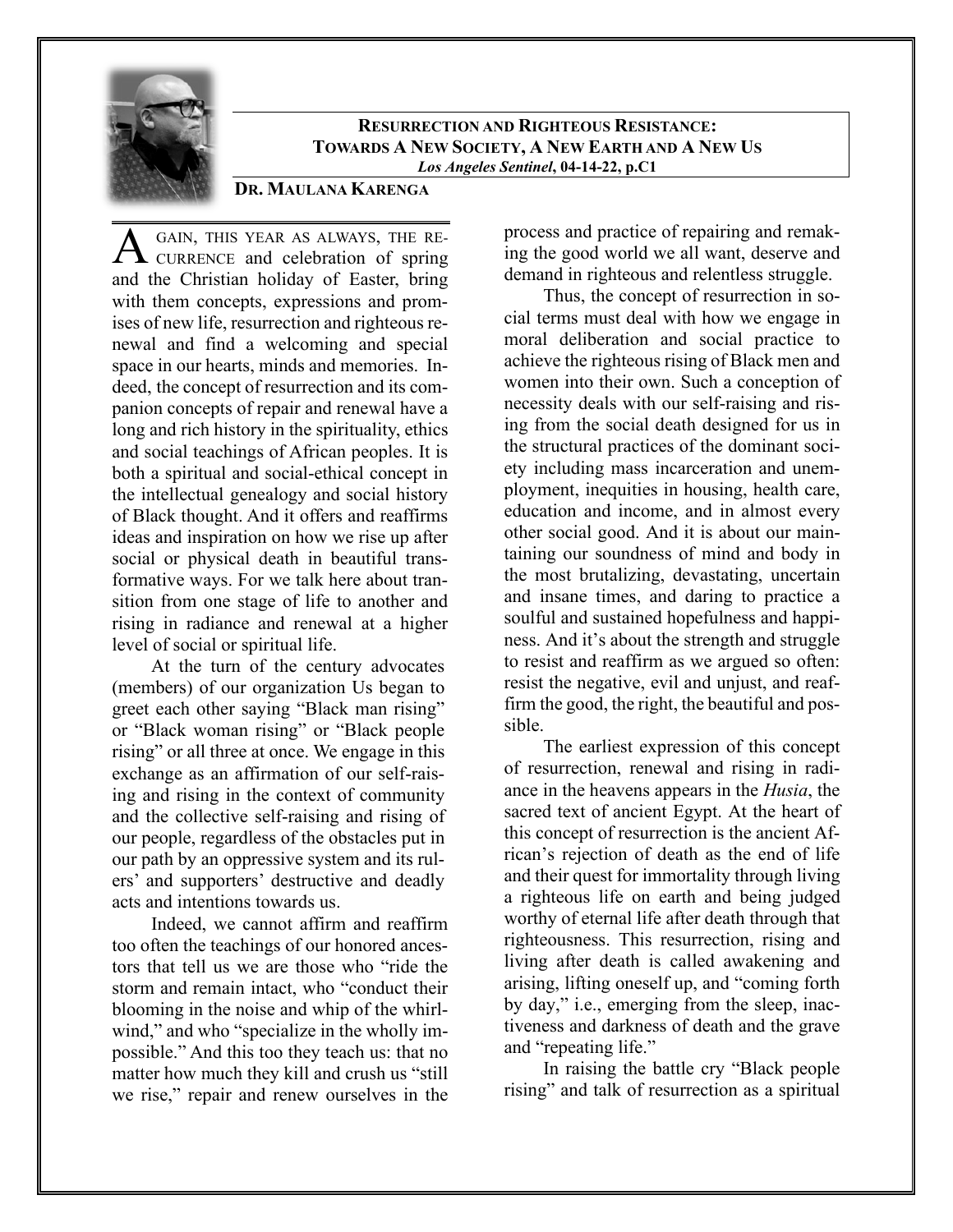## RESURRECTION AND RIGHTEOUS RESISTANCE: TOWARDS A NEW SOCIETY, A NEW EARTH AND A NEW US

***Los Angeles Sentinel*, 04-14-22, p.C1**

**DR. MAULANA KARENGA**

AGAIN, THIS YEAR AS ALWAYS, THE RECURRENCE and celebration of spring and the Christian holiday of Easter, bring with them concepts, expressions and promises of new life, resurrection and righteous renewal and find a welcoming and special space in our hearts, minds and memories. Indeed, the concept of resurrection and its companion concepts of repair and renewal have a long and rich history in the spirituality, ethics and social teachings of African peoples. It is both a spiritual and social-ethical concept in the intellectual genealogy and social history of Black thought. And it offers and reaffirms ideas and inspiration on how we rise up after social or physical death in beautiful transformative ways. For we talk here about transition from one stage of life to another and rising in radiance and renewal at a higher level of social or spiritual life.

At the turn of the century advocates (members) of our organization Us began to greet each other saying "Black man rising" or "Black woman rising" or "Black people rising" or all three at once. We engage in this exchange as an affirmation of our self-raising and rising in the context of community and the collective self-raising and rising of our people, regardless of the obstacles put in our path by an oppressive system and its rulers' and supporters' destructive and deadly acts and intentions towards us.

Indeed, we cannot affirm and reaffirm too often the teachings of our honored ancestors that tell us we are those who "ride the storm and remain intact, who "conduct their blooming in the noise and whip of the whirlwind," and who "specialize in the wholly impossible." And this too they teach us: that no matter how much they kill and crush us "still we rise," repair and renew ourselves in the process and practice of repairing and remaking the good world we all want, deserve and demand in righteous and relentless struggle.

Thus, the concept of resurrection in social terms must deal with how we engage in moral deliberation and social practice to achieve the righteous rising of Black men and women into their own. Such a conception of necessity deals with our self-raising and rising from the social death designed for us in the structural practices of the dominant society including mass incarceration and unemployment, inequities in housing, health care, education and income, and in almost every other social good. And it is about our maintaining our soundness of mind and body in the most brutalizing, devastating, uncertain and insane times, and daring to practice a soulful and sustained hopefulness and happiness. And it's about the strength and struggle to resist and reaffirm as we argued so often: resist the negative, evil and unjust, and reaffirm the good, the right, the beautiful and possible.

The earliest expression of this concept of resurrection, renewal and rising in radiance in the heavens appears in the *Husia*, the sacred text of ancient Egypt. At the heart of this concept of resurrection is the ancient African's rejection of death as the end of life and their quest for immortality through living a righteous life on earth and being judged worthy of eternal life after death through that righteousness. This resurrection, rising and living after death is called awakening and arising, lifting oneself up, and "coming forth by day," i.e., emerging from the sleep, inactiveness and darkness of death and the grave and "repeating life."

In raising the battle cry "Black people rising" and talk of resurrection as a spiritual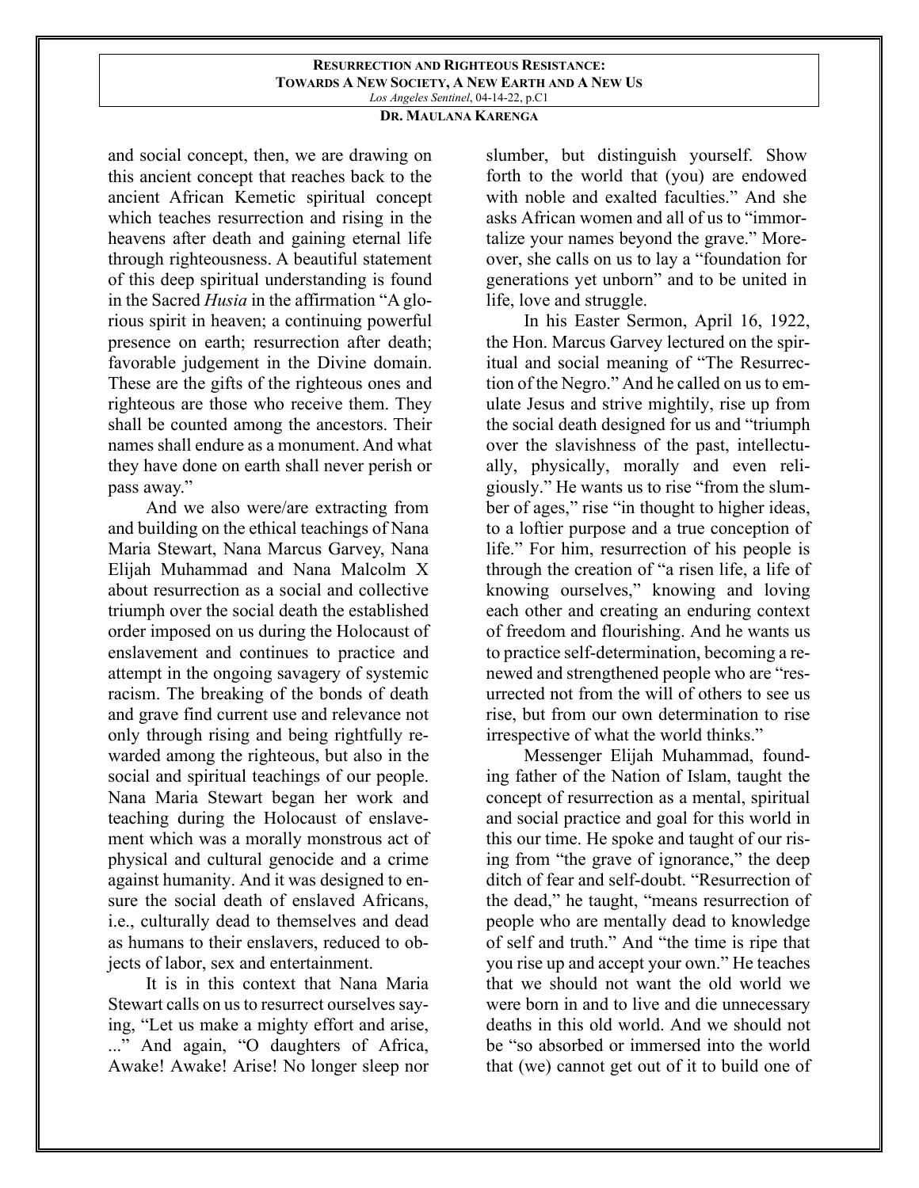and social concept, then, we are drawing on this ancient concept that reaches back to the ancient African Kemetic spiritual concept which teaches resurrection and rising in the heavens after death and gaining eternal life through righteousness. A beautiful statement of this deep spiritual understanding is found in the Sacred *Husia* in the affirmation "A glorious spirit in heaven; a continuing powerful presence on earth; resurrection after death; favorable judgement in the Divine domain. These are the gifts of the righteous ones and righteous are those who receive them. They shall be counted among the ancestors. Their names shall endure as a monument. And what they have done on earth shall never perish or pass away."

And we also were/are extracting from and building on the ethical teachings of Nana Maria Stewart, Nana Marcus Garvey, Nana Elijah Muhammad and Nana Malcolm X about resurrection as a social and collective triumph over the social death the established order imposed on us during the Holocaust of enslavement and continues to practice and attempt in the ongoing savagery of systemic racism. The breaking of the bonds of death and grave find current use and relevance not only through rising and being rightfully rewarded among the righteous, but also in the social and spiritual teachings of our people. Nana Maria Stewart began her work and teaching during the Holocaust of enslavement which was a morally monstrous act of physical and cultural genocide and a crime against humanity. And it was designed to ensure the social death of enslaved Africans, i.e., culturally dead to themselves and dead as humans to their enslavers, reduced to objects of labor, sex and entertainment.

It is in this context that Nana Maria Stewart calls on us to resurrect ourselves saying, "Let us make a mighty effort and arise, ..." And again, "O daughters of Africa, Awake! Awake! Arise! No longer sleep nor slumber, but distinguish yourself. Show forth to the world that (you) are endowed with noble and exalted faculties." And she asks African women and all of us to "immortalize your names beyond the grave." Moreover, she calls on us to lay a "foundation for generations yet unborn" and to be united in life, love and struggle.

In his Easter Sermon, April 16, 1922, the Hon. Marcus Garvey lectured on the spiritual and social meaning of "The Resurrection of the Negro." And he called on us to emulate Jesus and strive mightily, rise up from the social death designed for us and "triumph over the slavishness of the past, intellectually, physically, morally and even religiously." He wants us to rise "from the slumber of ages," rise "in thought to higher ideas, to a loftier purpose and a true conception of life." For him, resurrection of his people is through the creation of "a risen life, a life of knowing ourselves," knowing and loving each other and creating an enduring context of freedom and flourishing. And he wants us to practice self-determination, becoming a renewed and strengthened people who are "resurrected not from the will of others to see us rise, but from our own determination to rise irrespective of what the world thinks."

Messenger Elijah Muhammad, founding father of the Nation of Islam, taught the concept of resurrection as a mental, spiritual and social practice and goal for this world in this our time. He spoke and taught of our rising from "the grave of ignorance," the deep ditch of fear and self-doubt. "Resurrection of the dead," he taught, "means resurrection of people who are mentally dead to knowledge of self and truth." And "the time is ripe that you rise up and accept your own." He teaches that we should not want the old world we were born in and to live and die unnecessary deaths in this old world. And we should not be "so absorbed or immersed into the world that (we) cannot get out of it to build one of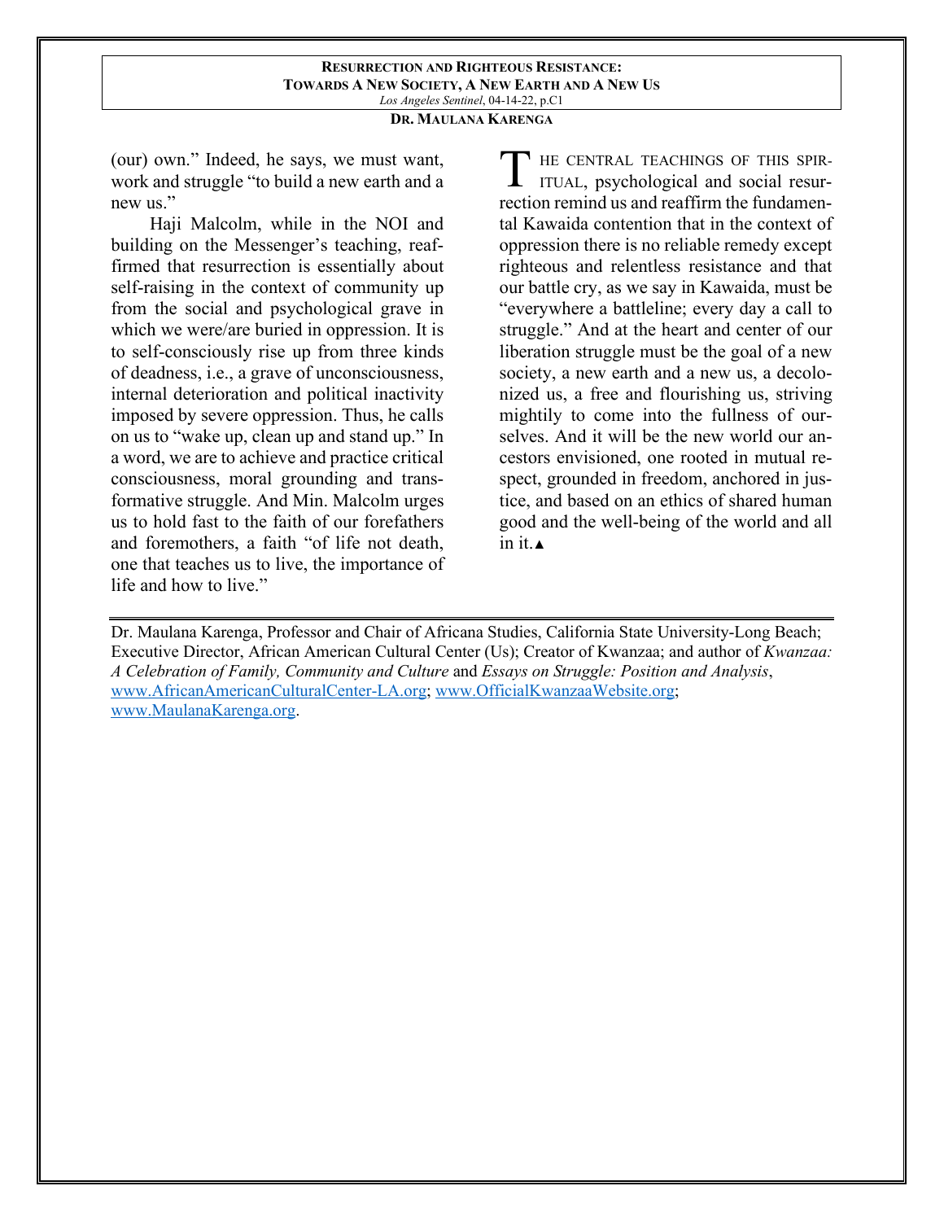(our) own." Indeed, he says, we must want, work and struggle "to build a new earth and a new us."

Haji Malcolm, while in the NOI and building on the Messenger's teaching, reaffirmed that resurrection is essentially about self-raising in the context of community up from the social and psychological grave in which we were/are buried in oppression. It is to self-consciously rise up from three kinds of deadness, i.e., a grave of unconsciousness, internal deterioration and political inactivity imposed by severe oppression. Thus, he calls on us to "wake up, clean up and stand up." In a word, we are to achieve and practice critical consciousness, moral grounding and transformative struggle. And Min. Malcolm urges us to hold fast to the faith of our forefathers and foremothers, a faith "of life not death, one that teaches us to live, the importance of life and how to live."

THE CENTRAL TEACHINGS OF THIS SPIRITUAL, psychological and social resurrection remind us and reaffirm the fundamental Kawaida contention that in the context of oppression there is no reliable remedy except righteous and relentless resistance and that our battle cry, as we say in Kawaida, must be "everywhere a battleline; every day a call to struggle." And at the heart and center of our liberation struggle must be the goal of a new society, a new earth and a new us, a decolonized us, a free and flourishing us, striving mightily to come into the fullness of ourselves. And it will be the new world our ancestors envisioned, one rooted in mutual respect, grounded in freedom, anchored in justice, and based on an ethics of shared human good and the well-being of the world and all in it.▲

---

Dr. Maulana Karenga, Professor and Chair of Africana Studies, California State University-Long Beach; Executive Director, African American Cultural Center (Us); Creator of Kwanzaa; and author of *Kwanzaa: A Celebration of Family, Community and Culture* and *Essays on Struggle: Position and Analysis*, www.AfricanAmericanCulturalCenter-LA.org; www.OfficialKwanzaaWebsite.org; www.MaulanaKarenga.org.